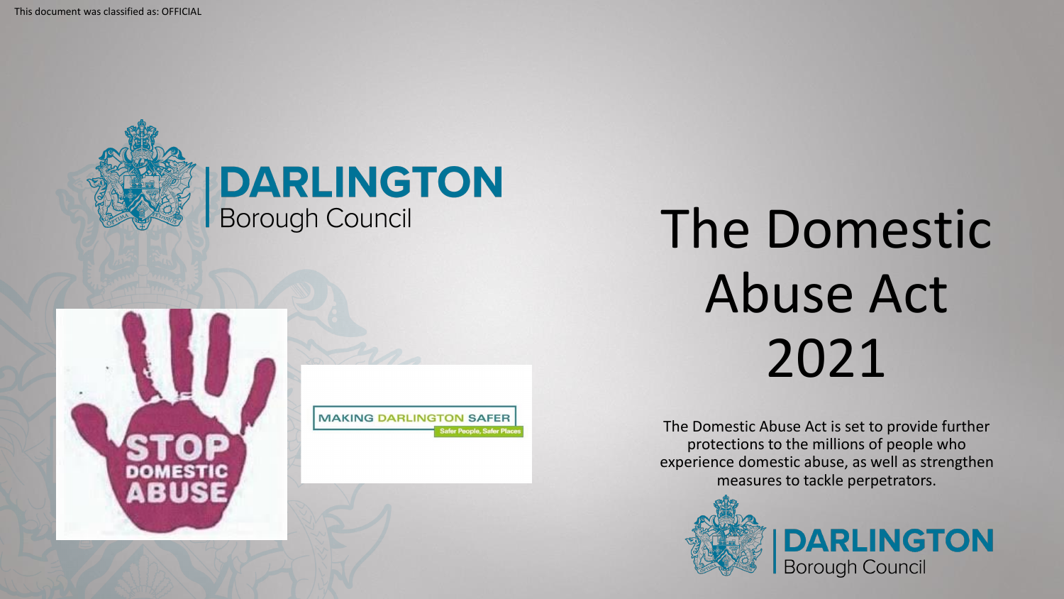This document was classified as: OFFICIAL

DARLINGTON Borough Council

STOP DOMESTIC ABUSE

MAKING DARLINGTON SAFER
Safer People, Safer Places

# The Domestic Abuse Act 2021

The Domestic Abuse Act is set to provide further protections to the millions of people who experience domestic abuse, as well as strengthen measures to tackle perpetrators.

DARLINGTON Borough Council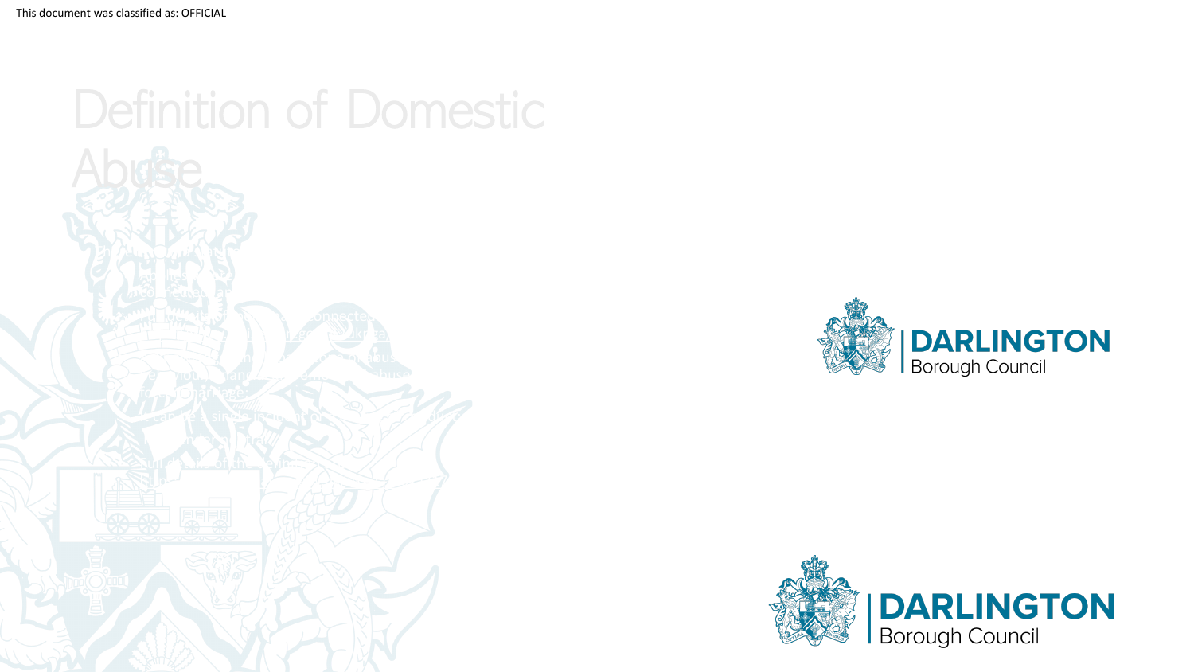# Definition of Domestic Abuse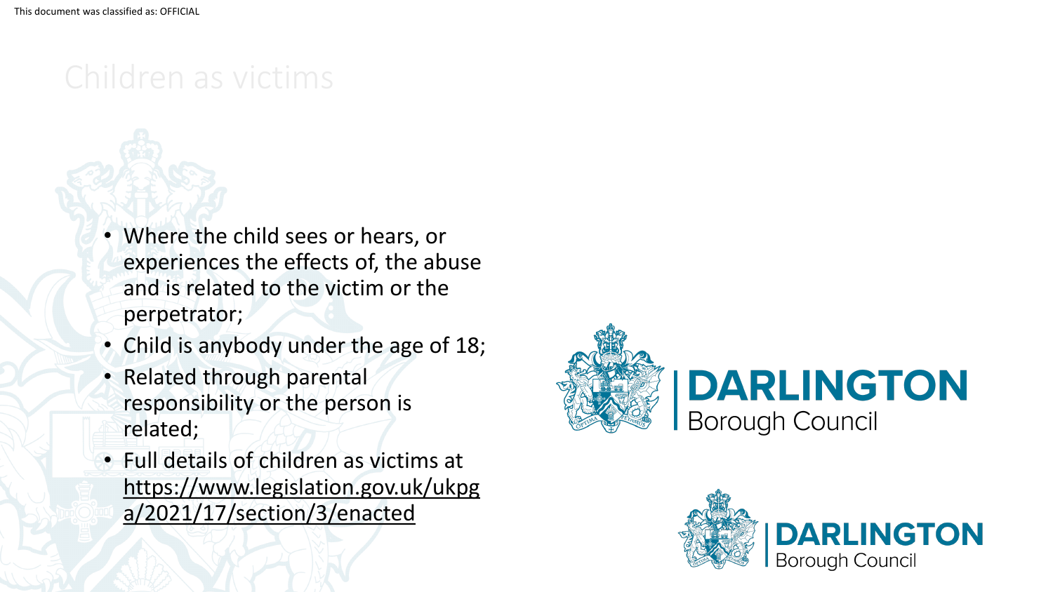# Children as victims

- Where the child sees or hears, or experiences the effects of, the abuse and is related to the victim or the perpetrator;
- Child is anybody under the age of 18;
- Related through parental responsibility or the person is related;
- Full details of children as victims at https://www.legislation.gov.uk/ukpga/2021/17/section/3/enacted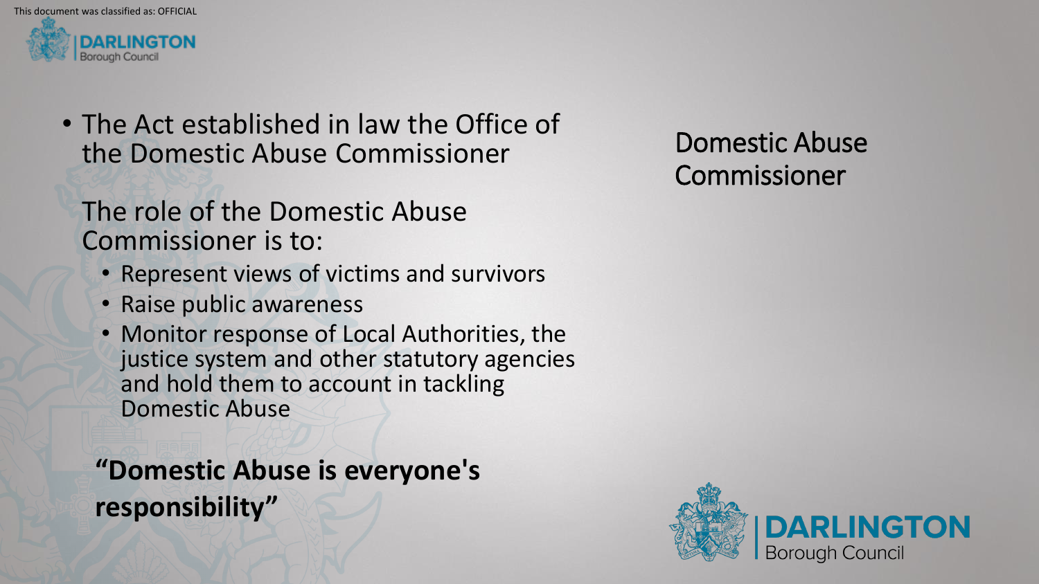## Domestic Abuse Commissioner

- The Act established in law the Office of the Domestic Abuse Commissioner

  The role of the Domestic Abuse Commissioner is to:

  - Represent views of victims and survivors
  - Raise public awareness
  - Monitor response of Local Authorities, the justice system and other statutory agencies and hold them to account in tackling Domestic Abuse

**“Domestic Abuse is everyone's responsibility”**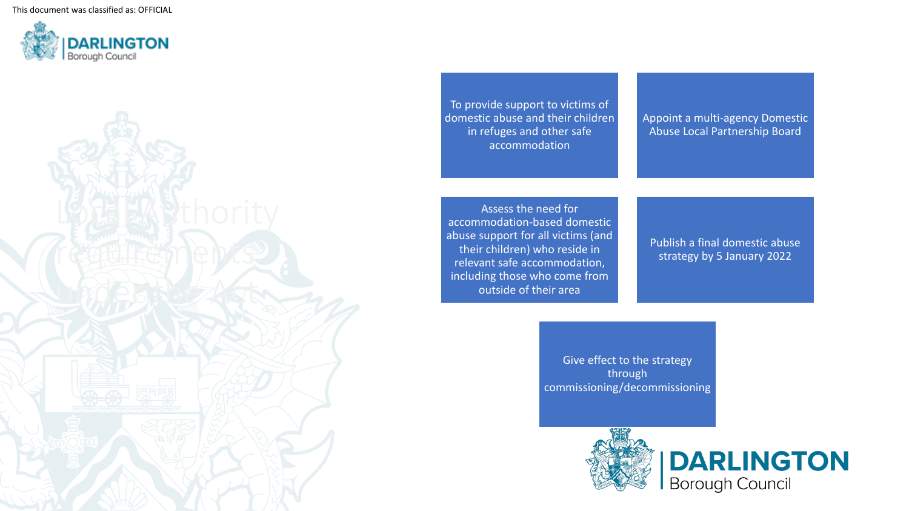# Local Authority requirements under the Act

- To provide support to victims of domestic abuse and their children in refuges and other safe accommodation
- Appoint a multi-agency Domestic Abuse Local Partnership Board
- Assess the need for accommodation-based domestic abuse support for all victims (and their children) who reside in relevant safe accommodation, including those who come from outside of their area
- Publish a final domestic abuse strategy by 5 January 2022
- Give effect to the strategy through commissioning/decommissioning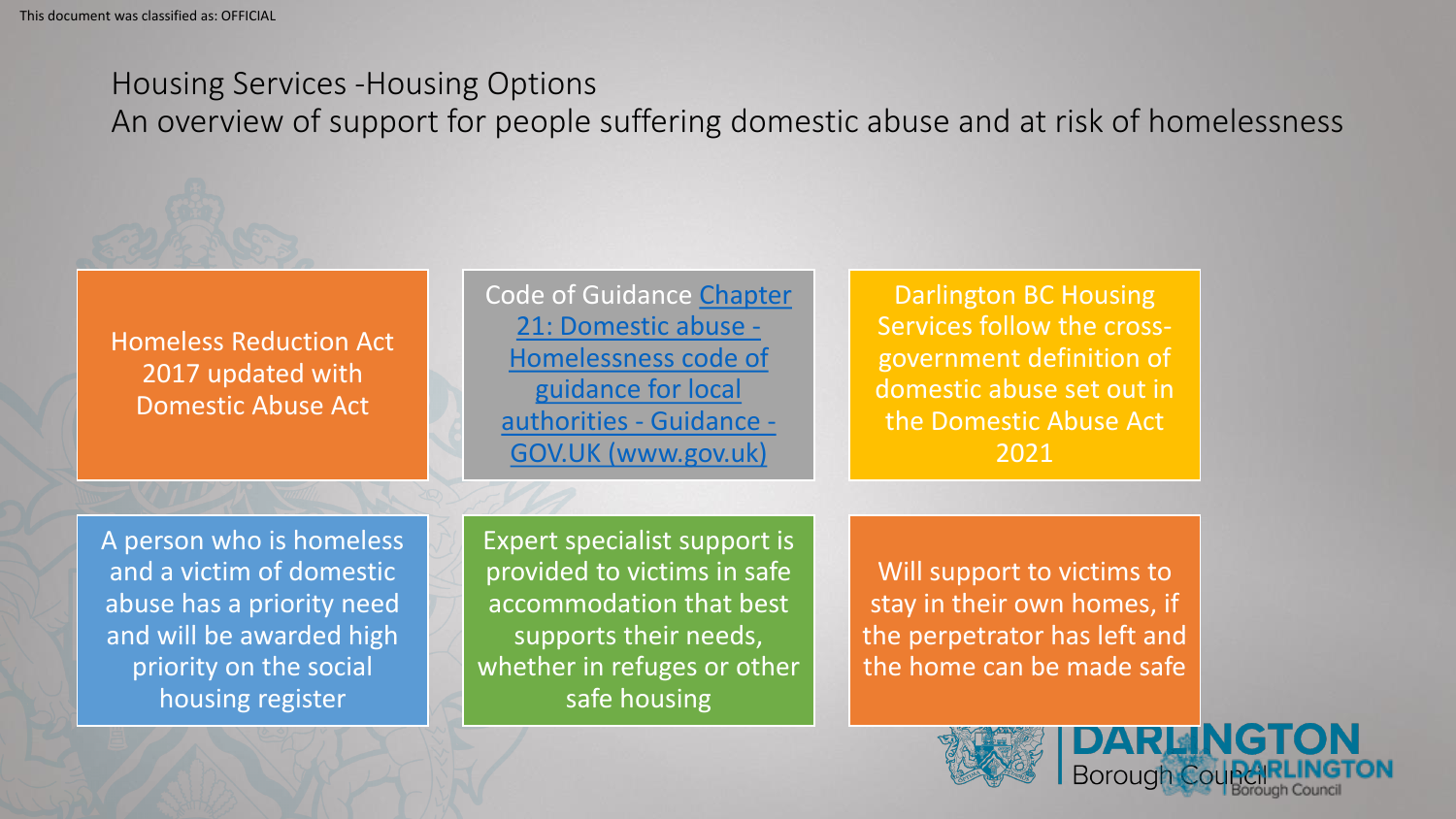## Housing Services -Housing Options

### An overview of support for people suffering domestic abuse and at risk of homelessness

Homeless Reduction Act 2017 updated with Domestic Abuse Act

Code of Guidance [Chapter 21: Domestic abuse - Homelessness code of guidance for local authorities - Guidance - GOV.UK (www.gov.uk)]

Darlington BC Housing Services follow the cross-government definition of domestic abuse set out in the Domestic Abuse Act 2021

A person who is homeless and a victim of domestic abuse has a priority need and will be awarded high priority on the social housing register

Expert specialist support is provided to victims in safe accommodation that best supports their needs, whether in refuges or other safe housing

Will support to victims to stay in their own homes, if the perpetrator has left and the home can be made safe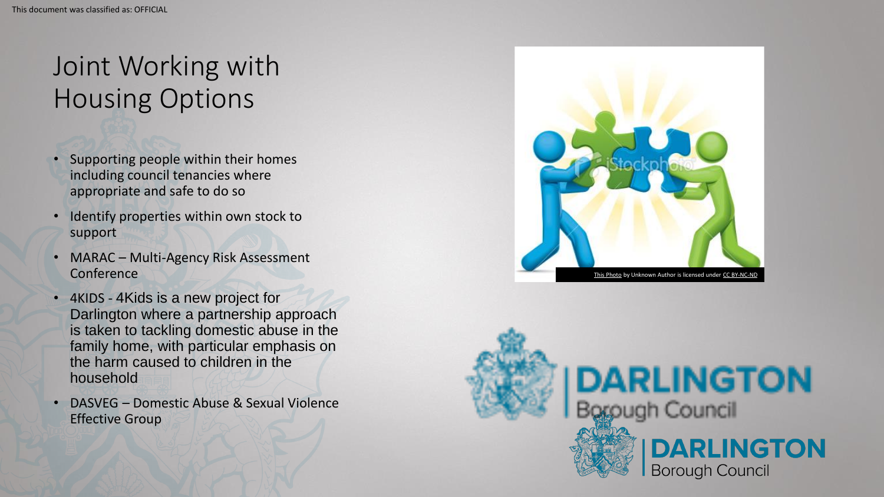# Joint Working with Housing Options

- Supporting people within their homes including council tenancies where appropriate and safe to do so
- Identify properties within own stock to support
- MARAC – Multi-Agency Risk Assessment Conference
- 4KIDS - 4Kids is a new project for Darlington where a partnership approach is taken to tackling domestic abuse in the family home, with particular emphasis on the harm caused to children in the household
- DASVEG – Domestic Abuse & Sexual Violence Effective Group

This Photo by Unknown Author is licensed under CC BY-NC-ND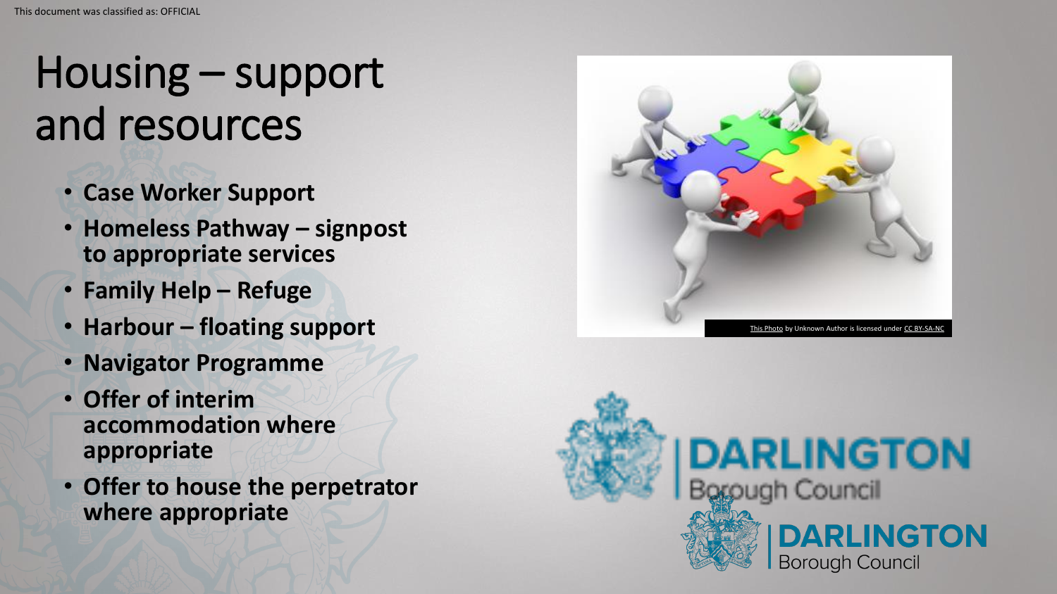# Housing – support and resources

- **Case Worker Support**
- **Homeless Pathway – signpost to appropriate services**
- **Family Help – Refuge**
- **Harbour – floating support**
- **Navigator Programme**
- **Offer of interim accommodation where appropriate**
- **Offer to house the perpetrator where appropriate**

This Photo by Unknown Author is licensed under CC BY-SA-NC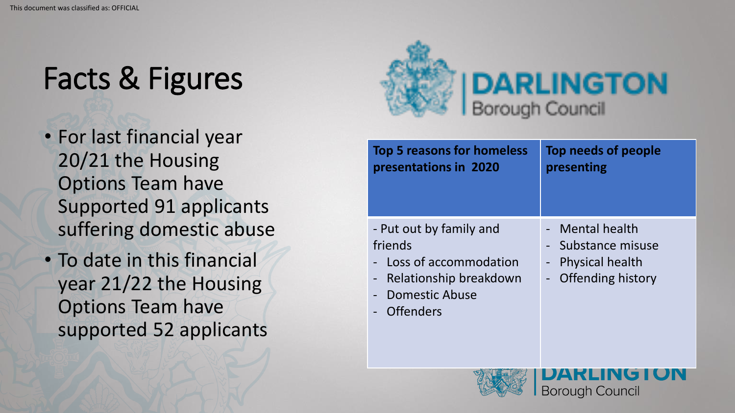# Facts & Figures

- For last financial year 20/21 the Housing Options Team have Supported 91 applicants suffering domestic abuse
- To date in this financial year 21/22 the Housing Options Team have supported 52 applicants

| Top 5 reasons for homeless presentations in 2020 | Top needs of people presenting |
|---|---|
| - Put out by family and friends<br>- Loss of accommodation<br>- Relationship breakdown<br>- Domestic Abuse<br>- Offenders | - Mental health<br>- Substance misuse<br>- Physical health<br>- Offending history |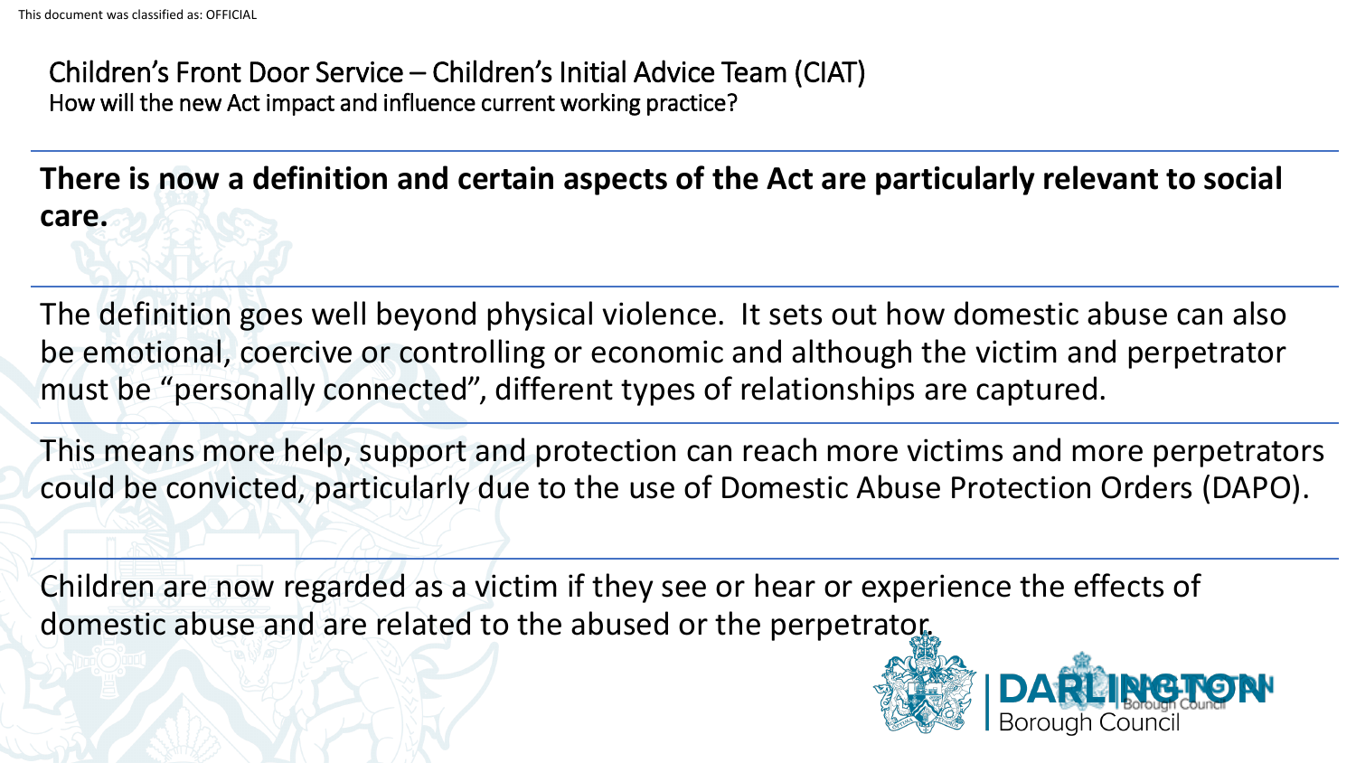## Children's Front Door Service – Children's Initial Advice Team (CIAT)

How will the new Act impact and influence current working practice?

**There is now a definition and certain aspects of the Act are particularly relevant to social care.**

The definition goes well beyond physical violence. It sets out how domestic abuse can also be emotional, coercive or controlling or economic and although the victim and perpetrator must be "personally connected", different types of relationships are captured.

This means more help, support and protection can reach more victims and more perpetrators could be convicted, particularly due to the use of Domestic Abuse Protection Orders (DAPO).

Children are now regarded as a victim if they see or hear or experience the effects of domestic abuse and are related to the abused or the perpetrator.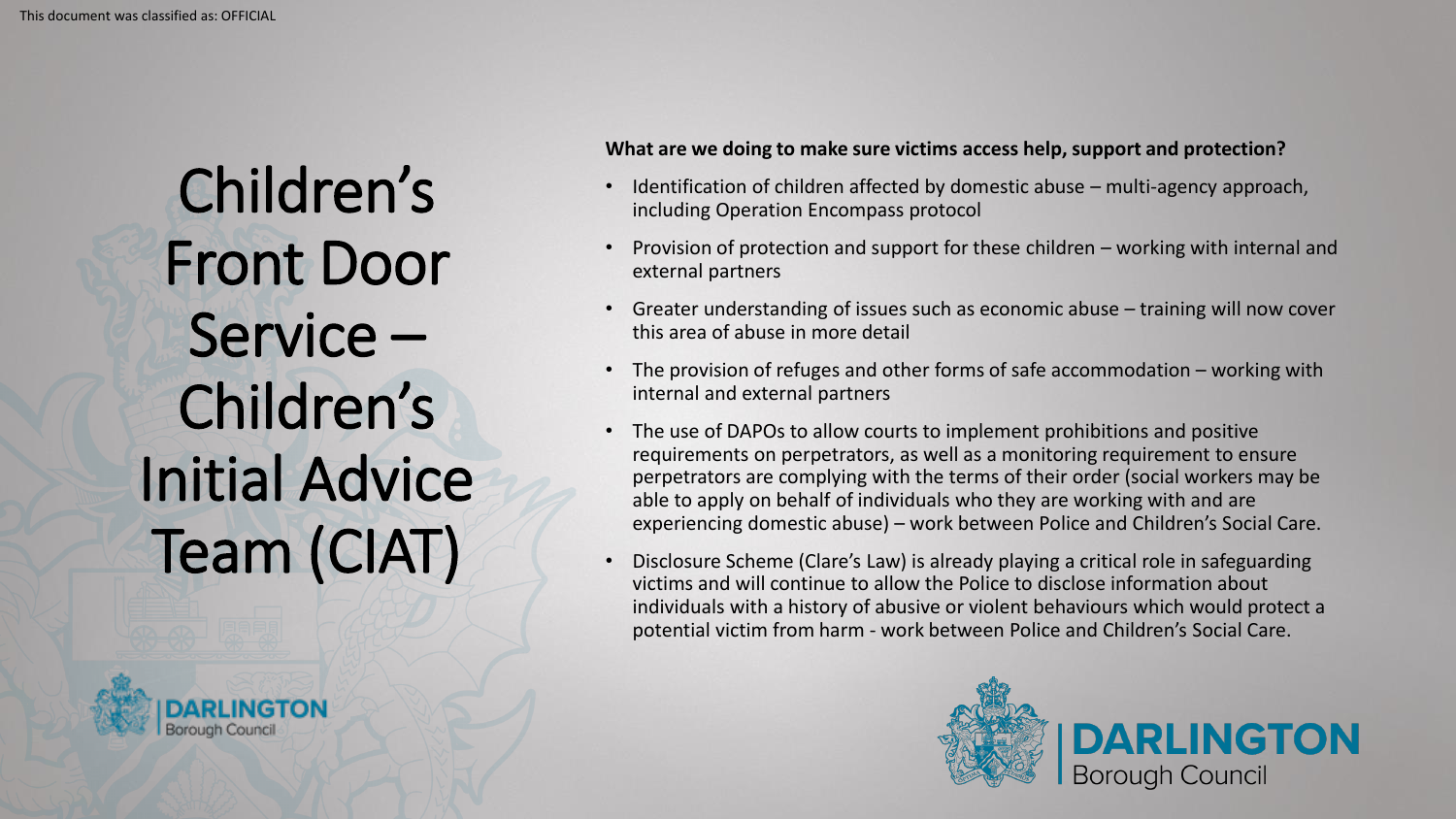# Children's Front Door Service – Children's Initial Advice Team (CIAT)

**What are we doing to make sure victims access help, support and protection?**

- Identification of children affected by domestic abuse – multi-agency approach, including Operation Encompass protocol
- Provision of protection and support for these children – working with internal and external partners
- Greater understanding of issues such as economic abuse – training will now cover this area of abuse in more detail
- The provision of refuges and other forms of safe accommodation – working with internal and external partners
- The use of DAPOs to allow courts to implement prohibitions and positive requirements on perpetrators, as well as a monitoring requirement to ensure perpetrators are complying with the terms of their order (social workers may be able to apply on behalf of individuals who they are working with and are experiencing domestic abuse) – work between Police and Children's Social Care.
- Disclosure Scheme (Clare's Law) is already playing a critical role in safeguarding victims and will continue to allow the Police to disclose information about individuals with a history of abusive or violent behaviours which would protect a potential victim from harm - work between Police and Children's Social Care.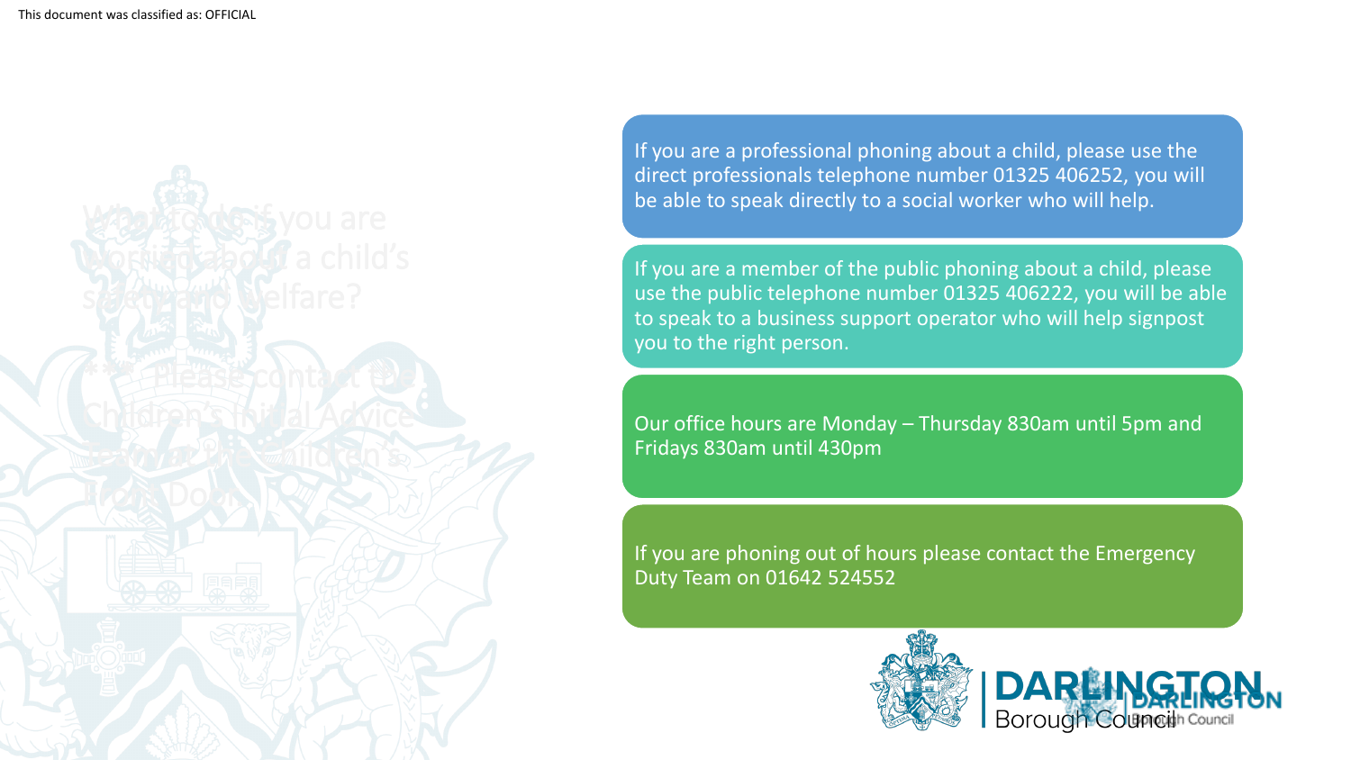# What to do if you are worried about a child's safety and welfare?

*** Please contact the Children's Initial Advice Team at the Children's Front Door

If you are a professional phoning about a child, please use the direct professionals telephone number 01325 406252, you will be able to speak directly to a social worker who will help.

If you are a member of the public phoning about a child, please use the public telephone number 01325 406222, you will be able to speak to a business support operator who will help signpost you to the right person.

Our office hours are Monday – Thursday 830am until 5pm and Fridays 830am until 430pm

If you are phoning out of hours please contact the Emergency Duty Team on 01642 524552

DARLINGTON Borough Council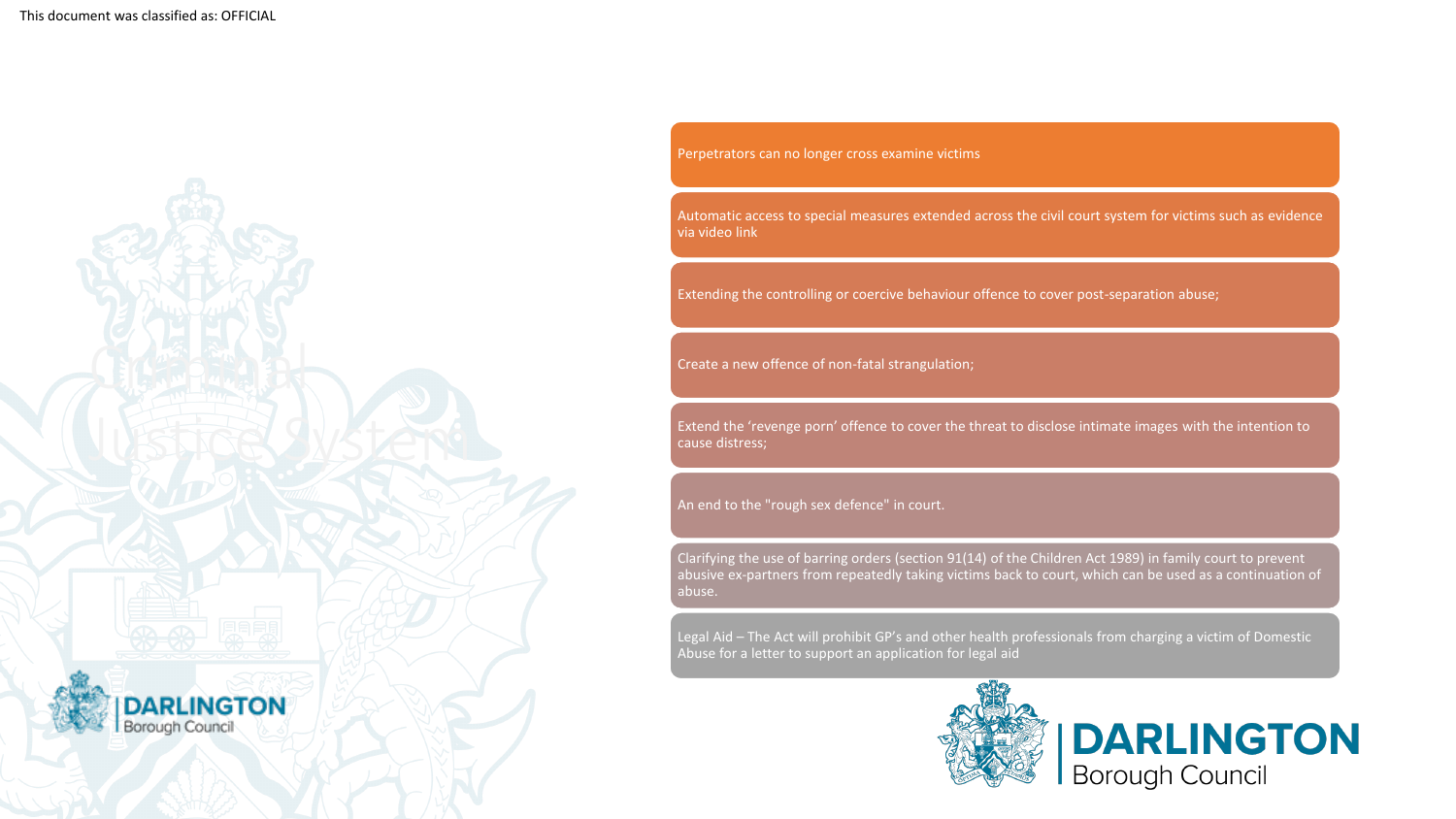This document was classified as: OFFICIAL

- Perpetrators can no longer cross examine victims
- Automatic access to special measures extended across the civil court system for victims such as evidence via video link
- Extending the controlling or coercive behaviour offence to cover post-separation abuse;
- Create a new offence of non-fatal strangulation;
- Extend the ‘revenge porn’ offence to cover the threat to disclose intimate images with the intention to cause distress;
- An end to the "rough sex defence" in court.
- Clarifying the use of barring orders (section 91(14) of the Children Act 1989) in family court to prevent abusive ex-partners from repeatedly taking victims back to court, which can be used as a continuation of abuse.
- Legal Aid – The Act will prohibit GP’s and other health professionals from charging a victim of Domestic Abuse for a letter to support an application for legal aid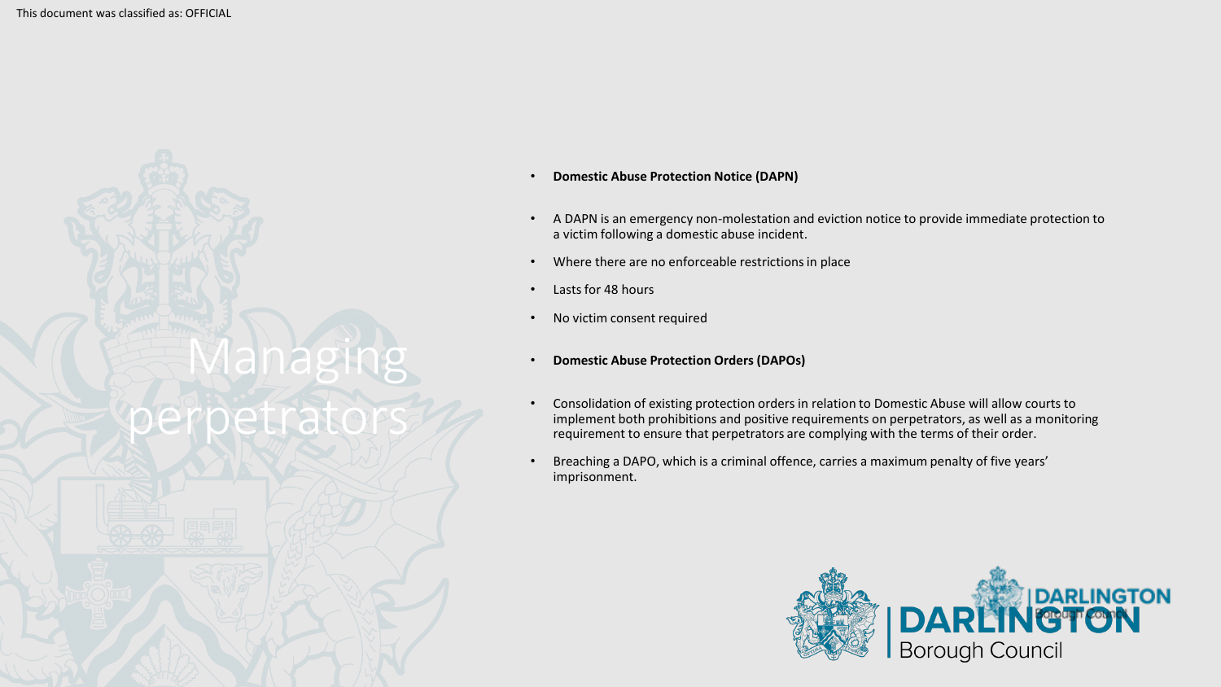# Managing perpetrators

- **Domestic Abuse Protection Notice (DAPN)**
- A DAPN is an emergency non-molestation and eviction notice to provide immediate protection to a victim following a domestic abuse incident.
- Where there are no enforceable restrictions in place
- Lasts for 48 hours
- No victim consent required
- **Domestic Abuse Protection Orders (DAPOs)**
- Consolidation of existing protection orders in relation to Domestic Abuse will allow courts to implement both prohibitions and positive requirements on perpetrators, as well as a monitoring requirement to ensure that perpetrators are complying with the terms of their order.
- Breaching a DAPO, which is a criminal offence, carries a maximum penalty of five years' imprisonment.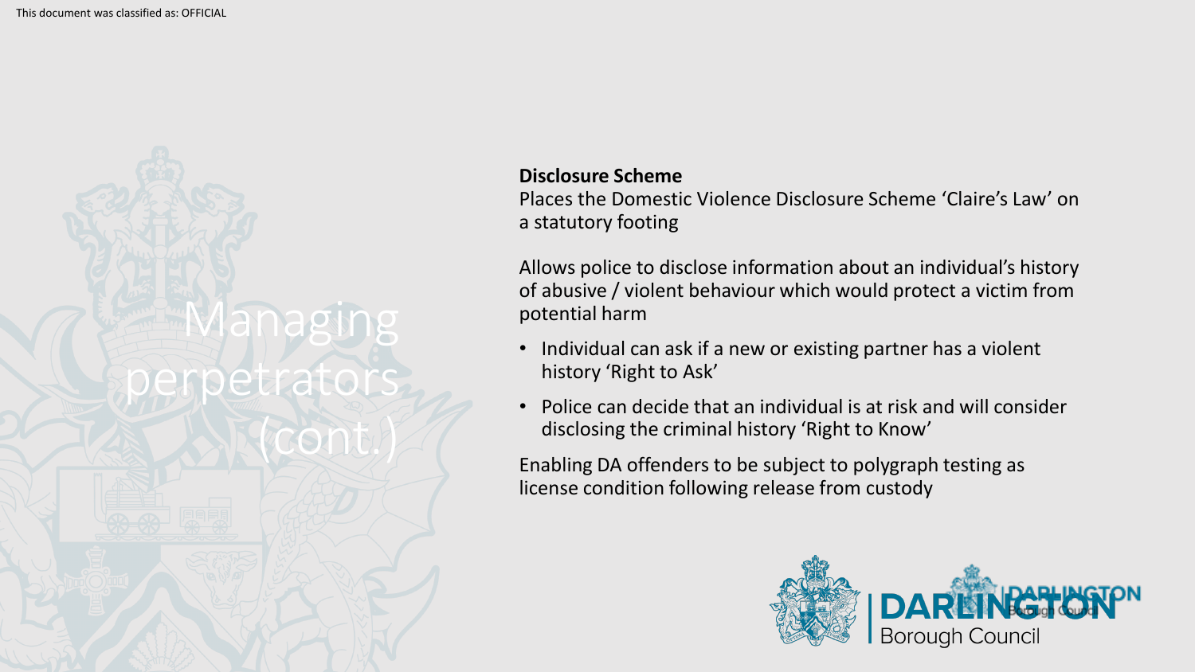# Managing perpetrators (cont.)

**Disclosure Scheme**

Places the Domestic Violence Disclosure Scheme 'Claire's Law' on a statutory footing

Allows police to disclose information about an individual's history of abusive / violent behaviour which would protect a victim from potential harm

- Individual can ask if a new or existing partner has a violent history 'Right to Ask'
- Police can decide that an individual is at risk and will consider disclosing the criminal history 'Right to Know'

Enabling DA offenders to be subject to polygraph testing as license condition following release from custody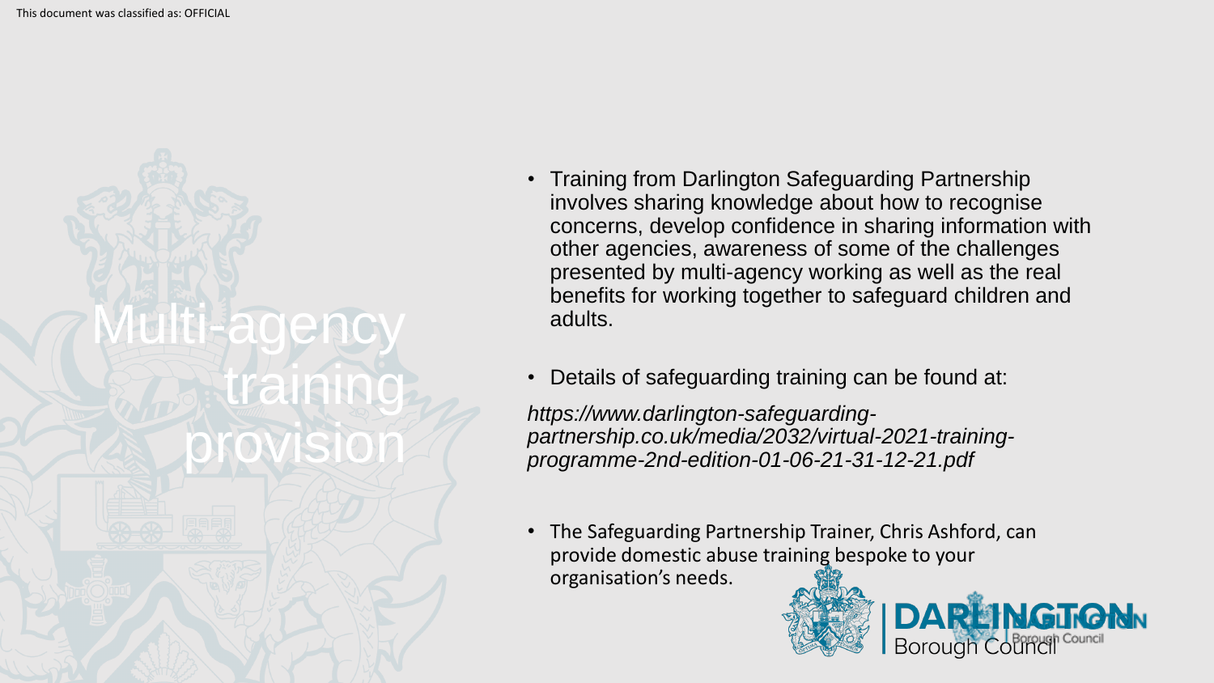# Multi-agency training provision

- Training from Darlington Safeguarding Partnership involves sharing knowledge about how to recognise concerns, develop confidence in sharing information with other agencies, awareness of some of the challenges presented by multi-agency working as well as the real benefits for working together to safeguard children and adults.
- Details of safeguarding training can be found at:

*https://www.darlington-safeguarding-partnership.co.uk/media/2032/virtual-2021-training-programme-2nd-edition-01-06-21-31-12-21.pdf*

- The Safeguarding Partnership Trainer, Chris Ashford, can provide domestic abuse training bespoke to your organisation's needs.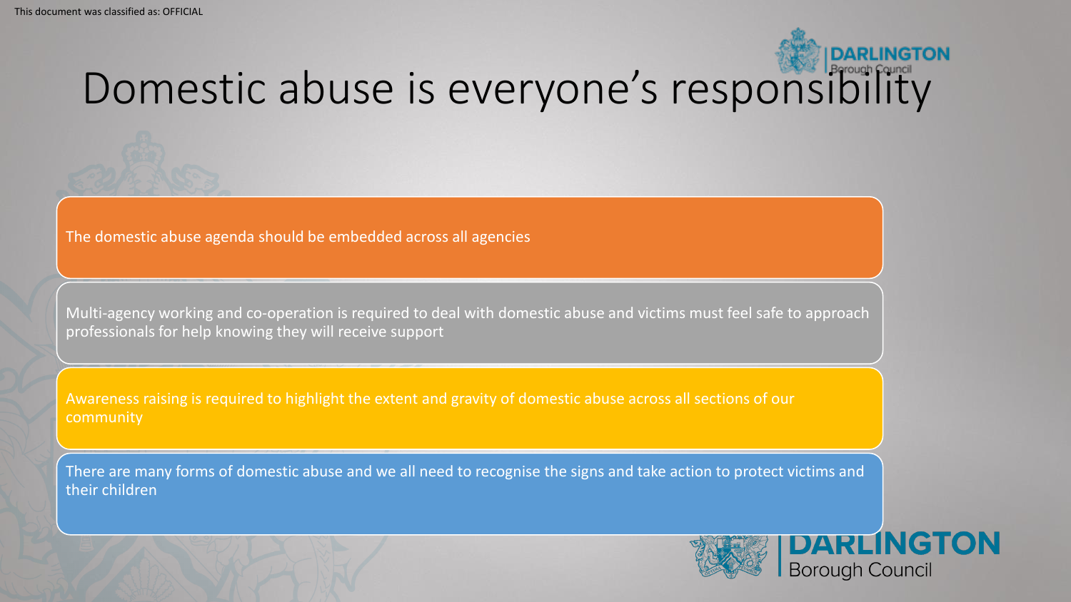# Domestic abuse is everyone's responsibility

- The domestic abuse agenda should be embedded across all agencies
- Multi-agency working and co-operation is required to deal with domestic abuse and victims must feel safe to approach professionals for help knowing they will receive support
- Awareness raising is required to highlight the extent and gravity of domestic abuse across all sections of our community
- There are many forms of domestic abuse and we all need to recognise the signs and take action to protect victims and their children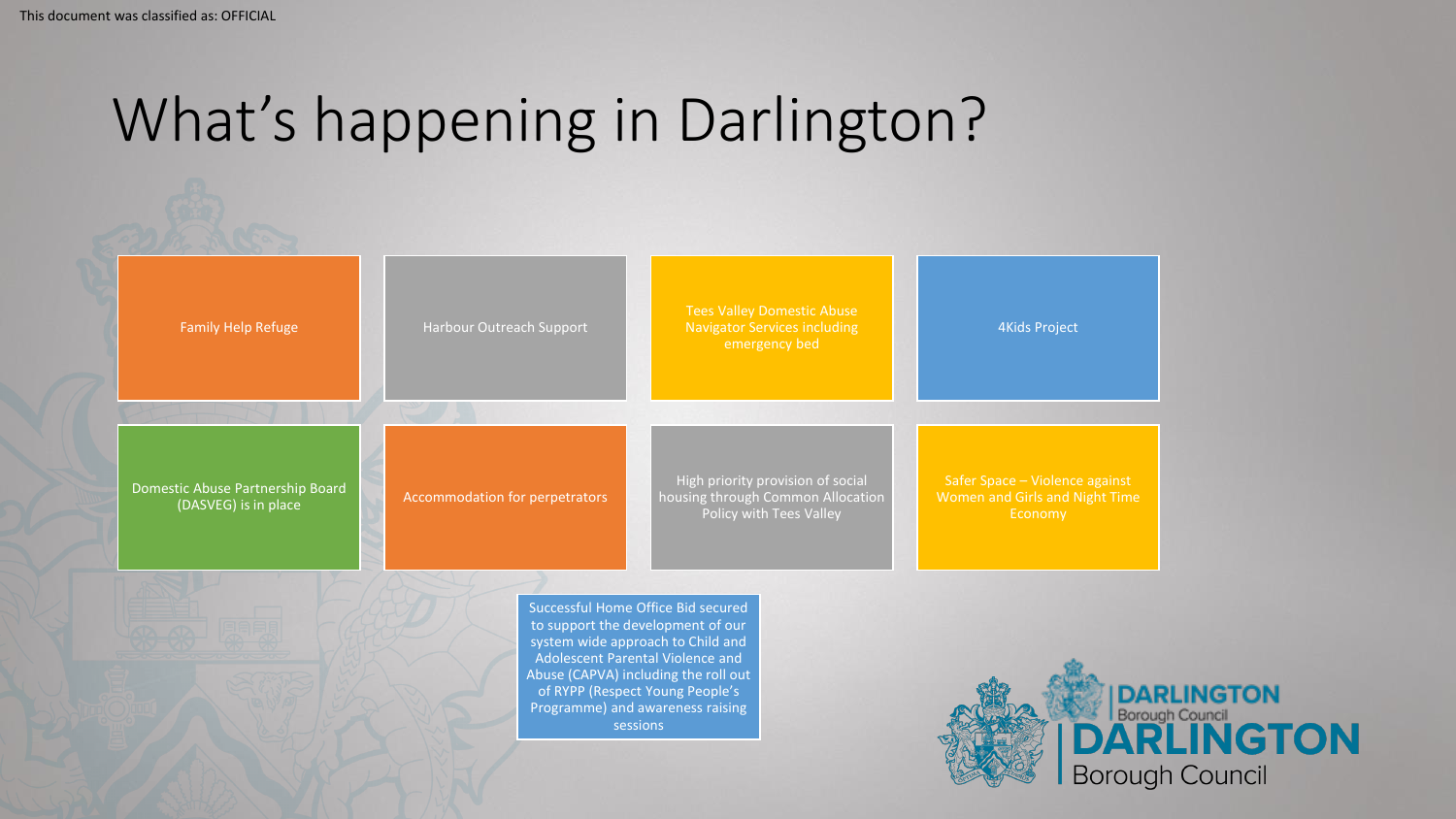# What's happening in Darlington?

- Family Help Refuge
- Harbour Outreach Support
- Tees Valley Domestic Abuse Navigator Services including emergency bed
- 4Kids Project
- Domestic Abuse Partnership Board (DASVEG) is in place
- Accommodation for perpetrators
- High priority provision of social housing through Common Allocation Policy with Tees Valley
- Safer Space – Violence against Women and Girls and Night Time Economy
- Successful Home Office Bid secured to support the development of our system wide approach to Child and Adolescent Parental Violence and Abuse (CAPVA) including the roll out of RYPP (Respect Young People's Programme) and awareness raising sessions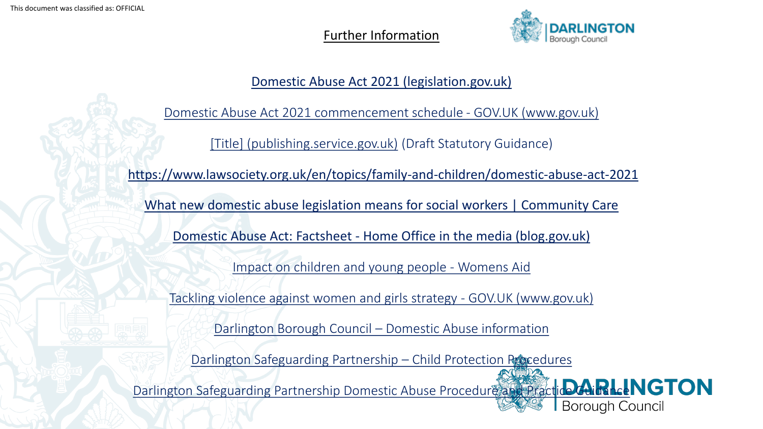## Further Information

Domestic Abuse Act 2021 (legislation.gov.uk)

Domestic Abuse Act 2021 commencement schedule - GOV.UK (www.gov.uk)

[Title] (publishing.service.gov.uk) (Draft Statutory Guidance)

https://www.lawsociety.org.uk/en/topics/family-and-children/domestic-abuse-act-2021

What new domestic abuse legislation means for social workers | Community Care

Domestic Abuse Act: Factsheet - Home Office in the media (blog.gov.uk)

Impact on children and young people - Womens Aid

Tackling violence against women and girls strategy - GOV.UK (www.gov.uk)

Darlington Borough Council – Domestic Abuse information

Darlington Safeguarding Partnership – Child Protection Procedures

Darlington Safeguarding Partnership Domestic Abuse Procedure and Practice Guidance